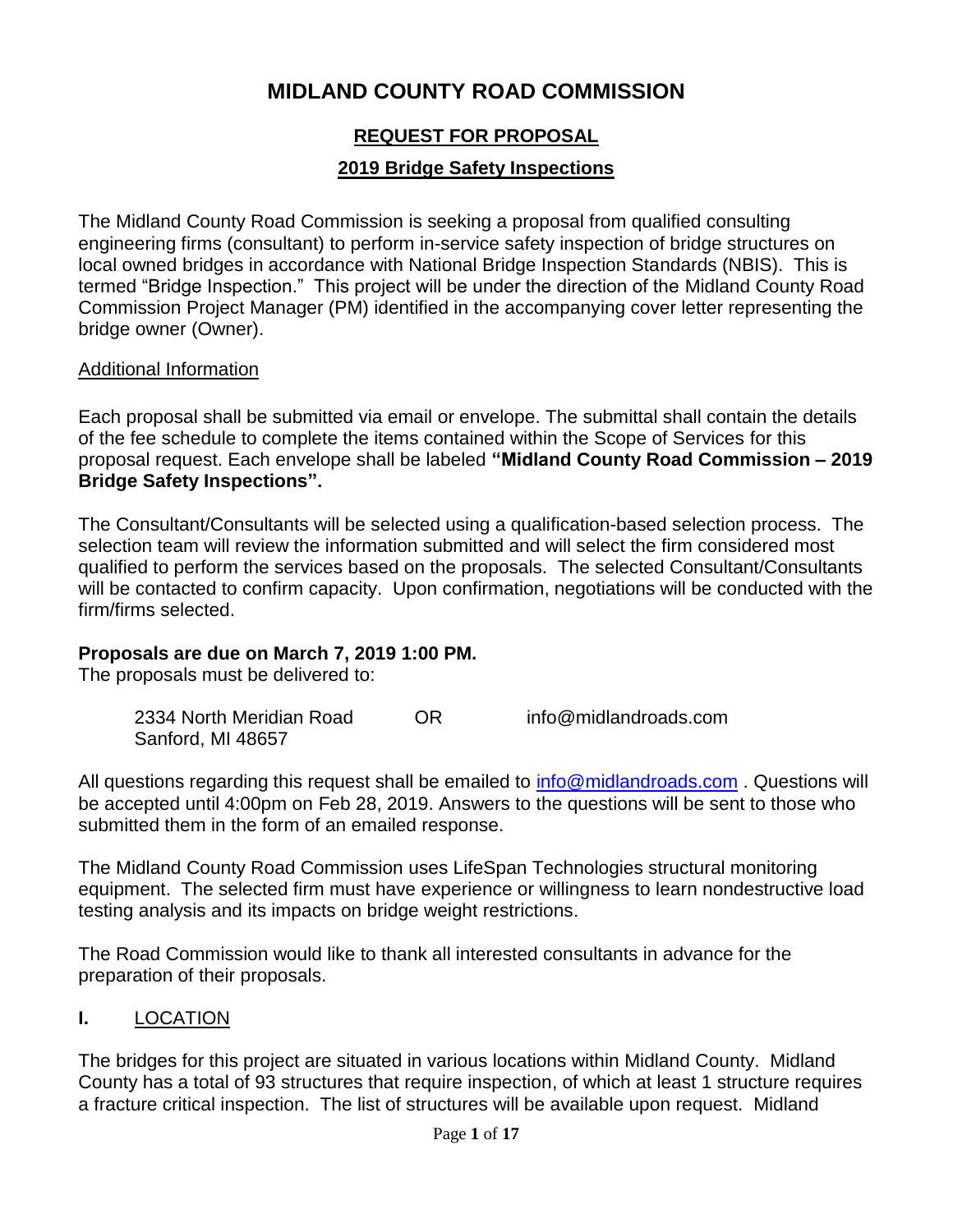# MIDLAND COUNTY ROAD COMMISSION

## REQUEST FOR PROPOSAL

## 2019 Bridge Safety Inspections

The Midland County Road Commission is seeking a proposal from qualified consulting engineering firms (consultant) to perform in-service safety inspection of bridge structures on local owned bridges in accordance with National Bridge Inspection Standards (NBIS). This is termed "Bridge Inspection." This project will be under the direction of the Midland County Road Commission Project Manager (PM) identified in the accompanying cover letter representing the bridge owner (Owner).

Additional Information

Each proposal shall be submitted via email or envelope. The submittal shall contain the details of the fee schedule to complete the items contained within the Scope of Services for this proposal request. Each envelope shall be labeled **"Midland County Road Commission – 2019 Bridge Safety Inspections".**

The Consultant/Consultants will be selected using a qualification-based selection process. The selection team will review the information submitted and will select the firm considered most qualified to perform the services based on the proposals. The selected Consultant/Consultants will be contacted to confirm capacity. Upon confirmation, negotiations will be conducted with the firm/firms selected.

**Proposals are due on March 7, 2019 1:00 PM.**
The proposals must be delivered to:

2334 North Meridian Road
Sanford, MI 48657

OR

info@midlandroads.com

All questions regarding this request shall be emailed to info@midlandroads.com . Questions will be accepted until 4:00pm on Feb 28, 2019. Answers to the questions will be sent to those who submitted them in the form of an emailed response.

The Midland County Road Commission uses LifeSpan Technologies structural monitoring equipment. The selected firm must have experience or willingness to learn nondestructive load testing analysis and its impacts on bridge weight restrictions.

The Road Commission would like to thank all interested consultants in advance for the preparation of their proposals.

## I. LOCATION

The bridges for this project are situated in various locations within Midland County. Midland County has a total of 93 structures that require inspection, of which at least 1 structure requires a fracture critical inspection. The list of structures will be available upon request. Midland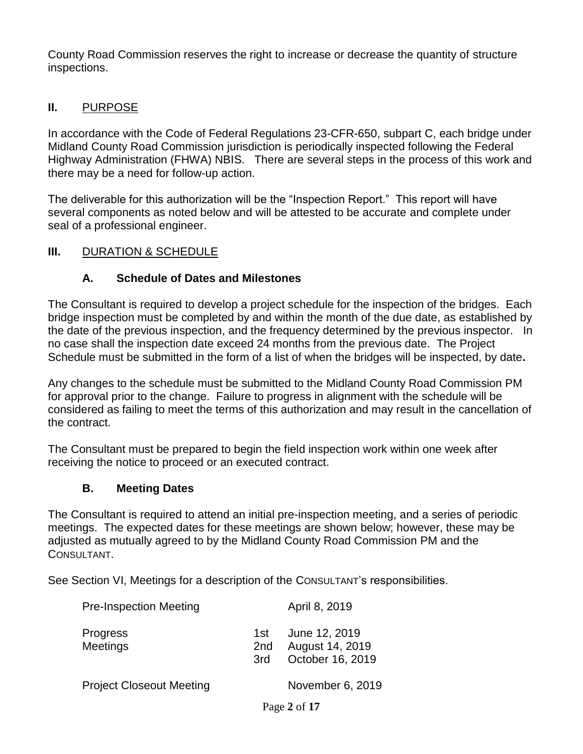County Road Commission reserves the right to increase or decrease the quantity of structure inspections.

## II. PURPOSE

In accordance with the Code of Federal Regulations 23-CFR-650, subpart C, each bridge under Midland County Road Commission jurisdiction is periodically inspected following the Federal Highway Administration (FHWA) NBIS. There are several steps in the process of this work and there may be a need for follow-up action.

The deliverable for this authorization will be the "Inspection Report." This report will have several components as noted below and will be attested to be accurate and complete under seal of a professional engineer.

## III. DURATION & SCHEDULE

### A. Schedule of Dates and Milestones

The Consultant is required to develop a project schedule for the inspection of the bridges. Each bridge inspection must be completed by and within the month of the due date, as established by the date of the previous inspection, and the frequency determined by the previous inspector. In no case shall the inspection date exceed 24 months from the previous date. The Project Schedule must be submitted in the form of a list of when the bridges will be inspected, by date**.**

Any changes to the schedule must be submitted to the Midland County Road Commission PM for approval prior to the change. Failure to progress in alignment with the schedule will be considered as failing to meet the terms of this authorization and may result in the cancellation of the contract.

The Consultant must be prepared to begin the field inspection work within one week after receiving the notice to proceed or an executed contract.

### B. Meeting Dates

The Consultant is required to attend an initial pre-inspection meeting, and a series of periodic meetings. The expected dates for these meetings are shown below; however, these may be adjusted as mutually agreed to by the Midland County Road Commission PM and the CONSULTANT.

See Section VI, Meetings for a description of the CONSULTANT's responsibilities.

| | | |
|---|---|---|
| Pre-Inspection Meeting | | April 8, 2019 |
| Progress Meetings | 1st | June 12, 2019 |
| | 2nd | August 14, 2019 |
| | 3rd | October 16, 2019 |
| Project Closeout Meeting | | November 6, 2019 |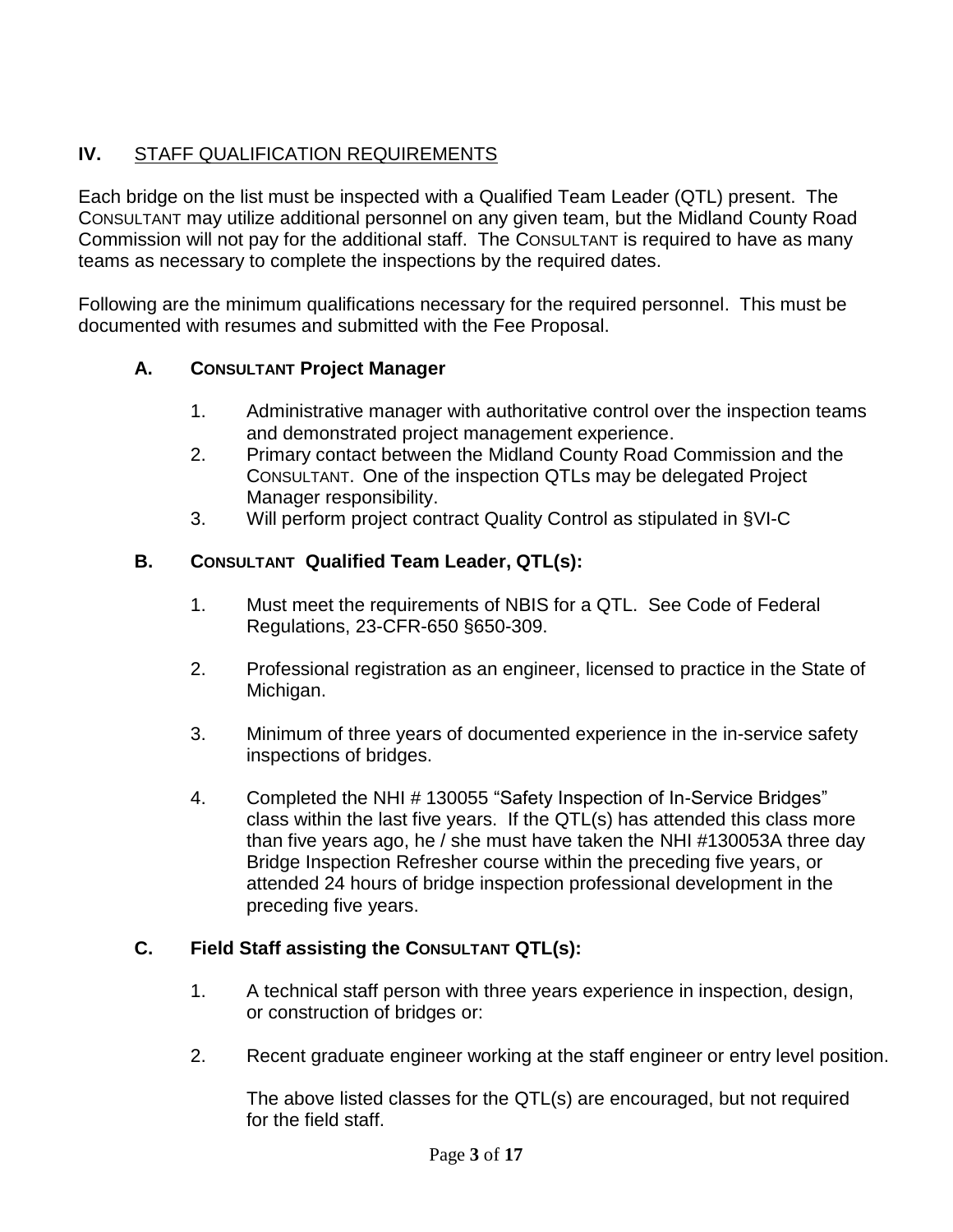## IV. STAFF QUALIFICATION REQUIREMENTS

Each bridge on the list must be inspected with a Qualified Team Leader (QTL) present. The CONSULTANT may utilize additional personnel on any given team, but the Midland County Road Commission will not pay for the additional staff. The CONSULTANT is required to have as many teams as necessary to complete the inspections by the required dates.

Following are the minimum qualifications necessary for the required personnel. This must be documented with resumes and submitted with the Fee Proposal.

### A. CONSULTANT Project Manager

1. Administrative manager with authoritative control over the inspection teams and demonstrated project management experience.
2. Primary contact between the Midland County Road Commission and the CONSULTANT. One of the inspection QTLs may be delegated Project Manager responsibility.
3. Will perform project contract Quality Control as stipulated in §VI-C

### B. CONSULTANT Qualified Team Leader, QTL(s):

1. Must meet the requirements of NBIS for a QTL. See Code of Federal Regulations, 23-CFR-650 §650-309.

2. Professional registration as an engineer, licensed to practice in the State of Michigan.

3. Minimum of three years of documented experience in the in-service safety inspections of bridges.

4. Completed the NHI # 130055 "Safety Inspection of In-Service Bridges" class within the last five years. If the QTL(s) has attended this class more than five years ago, he / she must have taken the NHI #130053A three day Bridge Inspection Refresher course within the preceding five years, or attended 24 hours of bridge inspection professional development in the preceding five years.

### C. Field Staff assisting the CONSULTANT QTL(s):

1. A technical staff person with three years experience in inspection, design, or construction of bridges or:

2. Recent graduate engineer working at the staff engineer or entry level position.

   The above listed classes for the QTL(s) are encouraged, but not required for the field staff.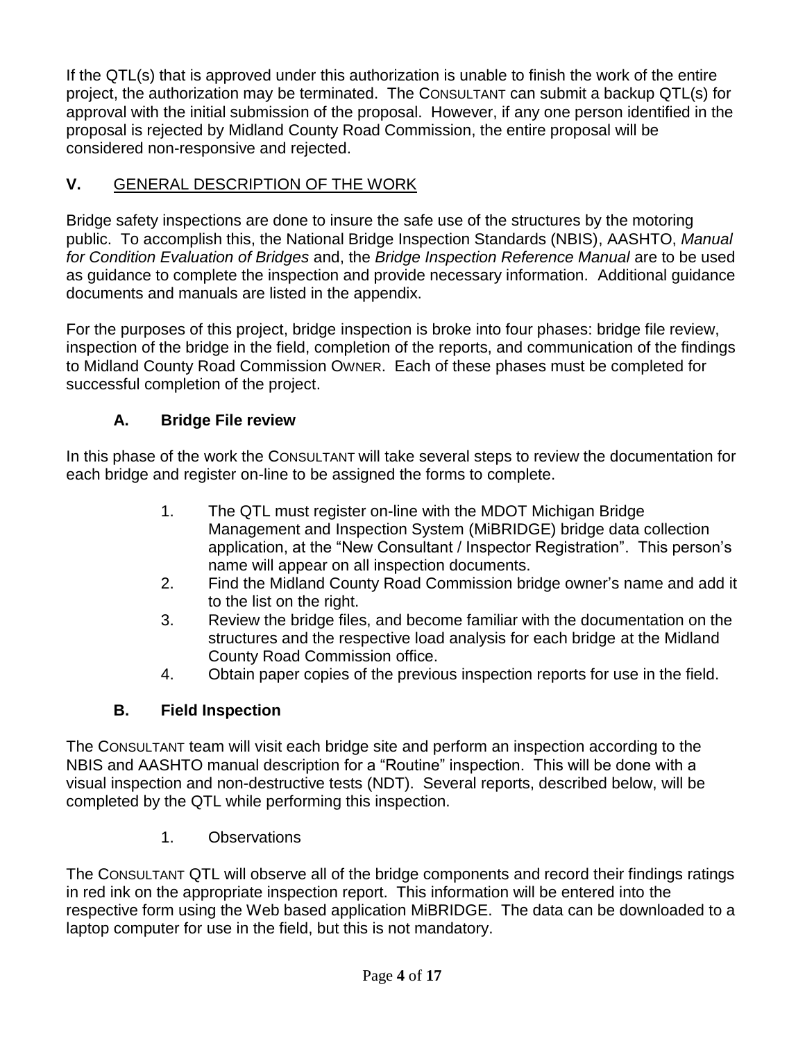If the QTL(s) that is approved under this authorization is unable to finish the work of the entire project, the authorization may be terminated. The CONSULTANT can submit a backup QTL(s) for approval with the initial submission of the proposal. However, if any one person identified in the proposal is rejected by Midland County Road Commission, the entire proposal will be considered non-responsive and rejected.

## V. GENERAL DESCRIPTION OF THE WORK

Bridge safety inspections are done to insure the safe use of the structures by the motoring public. To accomplish this, the National Bridge Inspection Standards (NBIS), AASHTO, *Manual for Condition Evaluation of Bridges* and, the *Bridge Inspection Reference Manual* are to be used as guidance to complete the inspection and provide necessary information. Additional guidance documents and manuals are listed in the appendix.

For the purposes of this project, bridge inspection is broke into four phases: bridge file review, inspection of the bridge in the field, completion of the reports, and communication of the findings to Midland County Road Commission OWNER. Each of these phases must be completed for successful completion of the project.

### A. Bridge File review

In this phase of the work the CONSULTANT will take several steps to review the documentation for each bridge and register on-line to be assigned the forms to complete.

1. The QTL must register on-line with the MDOT Michigan Bridge Management and Inspection System (MiBRIDGE) bridge data collection application, at the "New Consultant / Inspector Registration". This person's name will appear on all inspection documents.
2. Find the Midland County Road Commission bridge owner's name and add it to the list on the right.
3. Review the bridge files, and become familiar with the documentation on the structures and the respective load analysis for each bridge at the Midland County Road Commission office.
4. Obtain paper copies of the previous inspection reports for use in the field.

### B. Field Inspection

The CONSULTANT team will visit each bridge site and perform an inspection according to the NBIS and AASHTO manual description for a "Routine" inspection. This will be done with a visual inspection and non-destructive tests (NDT). Several reports, described below, will be completed by the QTL while performing this inspection.

1. Observations

The CONSULTANT QTL will observe all of the bridge components and record their findings ratings in red ink on the appropriate inspection report. This information will be entered into the respective form using the Web based application MiBRIDGE. The data can be downloaded to a laptop computer for use in the field, but this is not mandatory.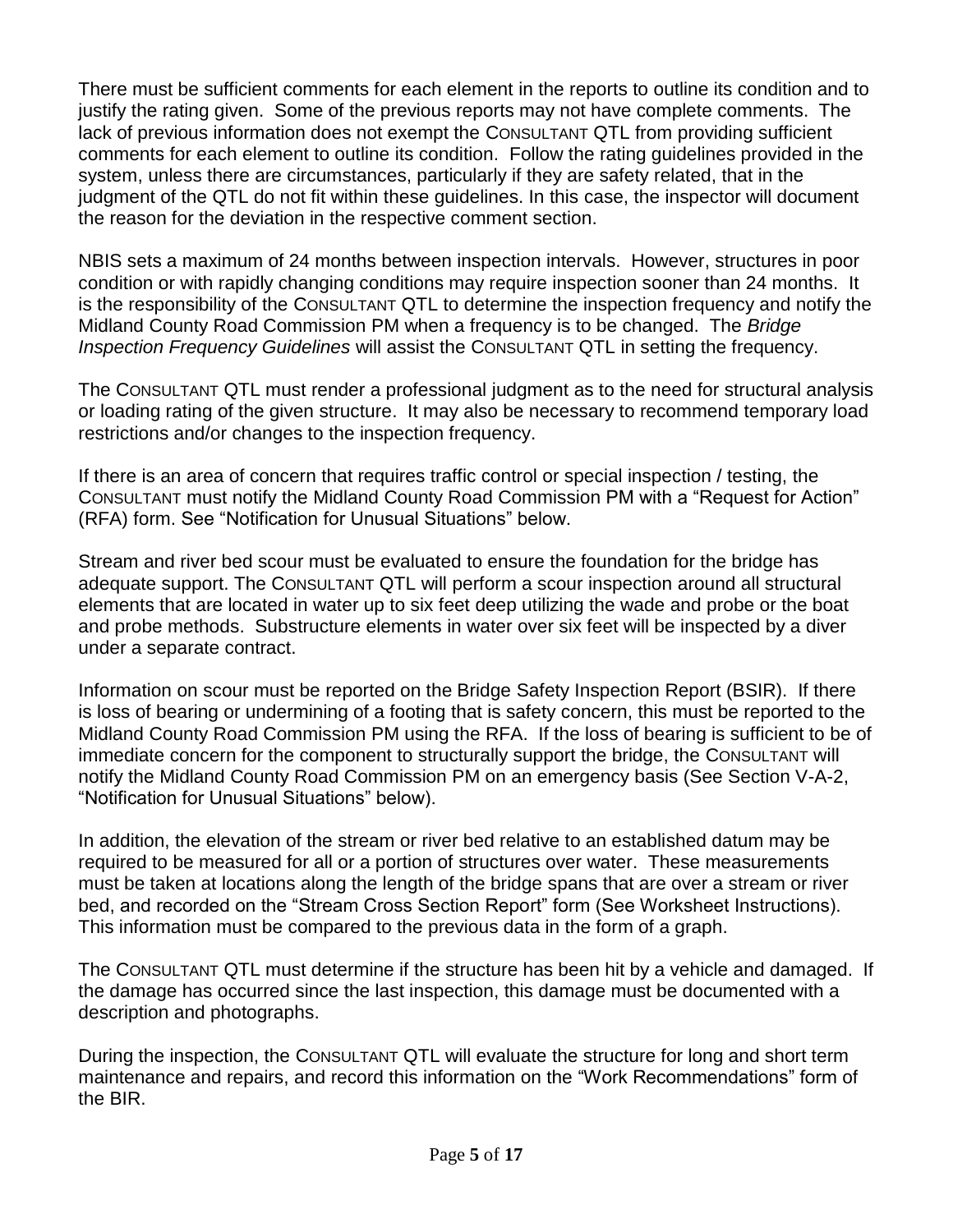There must be sufficient comments for each element in the reports to outline its condition and to justify the rating given. Some of the previous reports may not have complete comments. The lack of previous information does not exempt the CONSULTANT QTL from providing sufficient comments for each element to outline its condition. Follow the rating guidelines provided in the system, unless there are circumstances, particularly if they are safety related, that in the judgment of the QTL do not fit within these guidelines. In this case, the inspector will document the reason for the deviation in the respective comment section.

NBIS sets a maximum of 24 months between inspection intervals. However, structures in poor condition or with rapidly changing conditions may require inspection sooner than 24 months. It is the responsibility of the CONSULTANT QTL to determine the inspection frequency and notify the Midland County Road Commission PM when a frequency is to be changed. The *Bridge Inspection Frequency Guidelines* will assist the CONSULTANT QTL in setting the frequency.

The CONSULTANT QTL must render a professional judgment as to the need for structural analysis or loading rating of the given structure. It may also be necessary to recommend temporary load restrictions and/or changes to the inspection frequency.

If there is an area of concern that requires traffic control or special inspection / testing, the CONSULTANT must notify the Midland County Road Commission PM with a "Request for Action" (RFA) form. See "Notification for Unusual Situations" below.

Stream and river bed scour must be evaluated to ensure the foundation for the bridge has adequate support. The CONSULTANT QTL will perform a scour inspection around all structural elements that are located in water up to six feet deep utilizing the wade and probe or the boat and probe methods. Substructure elements in water over six feet will be inspected by a diver under a separate contract.

Information on scour must be reported on the Bridge Safety Inspection Report (BSIR). If there is loss of bearing or undermining of a footing that is safety concern, this must be reported to the Midland County Road Commission PM using the RFA. If the loss of bearing is sufficient to be of immediate concern for the component to structurally support the bridge, the CONSULTANT will notify the Midland County Road Commission PM on an emergency basis (See Section V-A-2, "Notification for Unusual Situations" below).

In addition, the elevation of the stream or river bed relative to an established datum may be required to be measured for all or a portion of structures over water. These measurements must be taken at locations along the length of the bridge spans that are over a stream or river bed, and recorded on the "Stream Cross Section Report" form (See Worksheet Instructions). This information must be compared to the previous data in the form of a graph.

The CONSULTANT QTL must determine if the structure has been hit by a vehicle and damaged. If the damage has occurred since the last inspection, this damage must be documented with a description and photographs.

During the inspection, the CONSULTANT QTL will evaluate the structure for long and short term maintenance and repairs, and record this information on the "Work Recommendations" form of the BIR.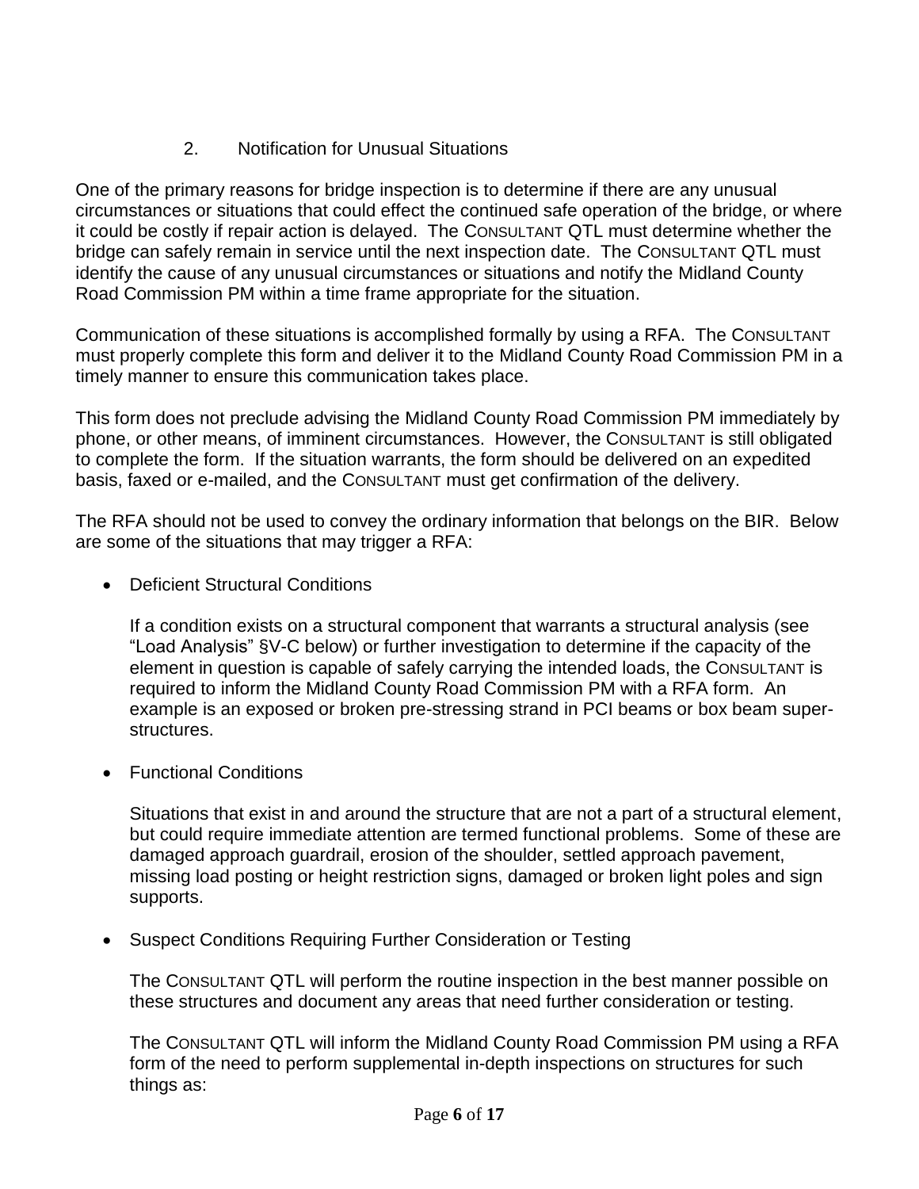### 2. Notification for Unusual Situations

One of the primary reasons for bridge inspection is to determine if there are any unusual circumstances or situations that could effect the continued safe operation of the bridge, or where it could be costly if repair action is delayed. The CONSULTANT QTL must determine whether the bridge can safely remain in service until the next inspection date. The CONSULTANT QTL must identify the cause of any unusual circumstances or situations and notify the Midland County Road Commission PM within a time frame appropriate for the situation.

Communication of these situations is accomplished formally by using a RFA. The CONSULTANT must properly complete this form and deliver it to the Midland County Road Commission PM in a timely manner to ensure this communication takes place.

This form does not preclude advising the Midland County Road Commission PM immediately by phone, or other means, of imminent circumstances. However, the CONSULTANT is still obligated to complete the form. If the situation warrants, the form should be delivered on an expedited basis, faxed or e-mailed, and the CONSULTANT must get confirmation of the delivery.

The RFA should not be used to convey the ordinary information that belongs on the BIR. Below are some of the situations that may trigger a RFA:

- Deficient Structural Conditions

  If a condition exists on a structural component that warrants a structural analysis (see "Load Analysis" §V-C below) or further investigation to determine if the capacity of the element in question is capable of safely carrying the intended loads, the CONSULTANT is required to inform the Midland County Road Commission PM with a RFA form. An example is an exposed or broken pre-stressing strand in PCI beams or box beam super-structures.

- Functional Conditions

  Situations that exist in and around the structure that are not a part of a structural element, but could require immediate attention are termed functional problems. Some of these are damaged approach guardrail, erosion of the shoulder, settled approach pavement, missing load posting or height restriction signs, damaged or broken light poles and sign supports.

- Suspect Conditions Requiring Further Consideration or Testing

  The CONSULTANT QTL will perform the routine inspection in the best manner possible on these structures and document any areas that need further consideration or testing.

  The CONSULTANT QTL will inform the Midland County Road Commission PM using a RFA form of the need to perform supplemental in-depth inspections on structures for such things as: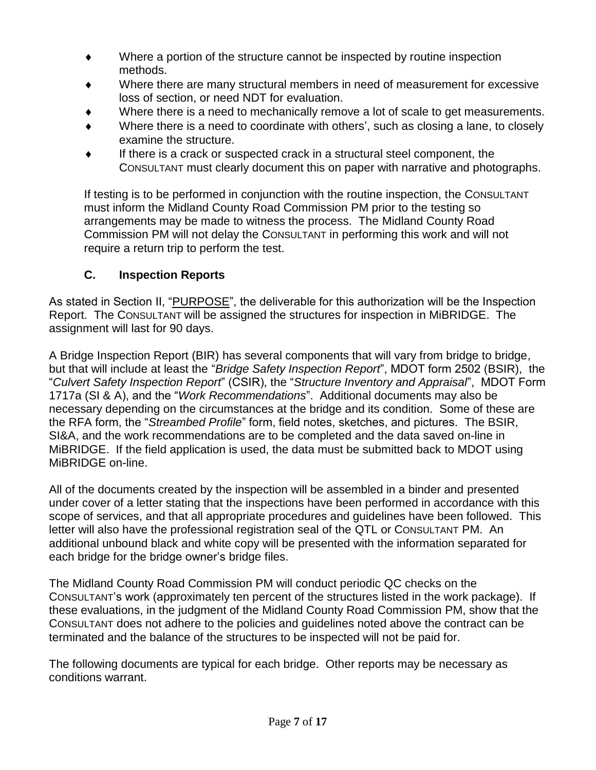- Where a portion of the structure cannot be inspected by routine inspection methods.
- Where there are many structural members in need of measurement for excessive loss of section, or need NDT for evaluation.
- Where there is a need to mechanically remove a lot of scale to get measurements.
- Where there is a need to coordinate with others', such as closing a lane, to closely examine the structure.
- If there is a crack or suspected crack in a structural steel component, the CONSULTANT must clearly document this on paper with narrative and photographs.

If testing is to be performed in conjunction with the routine inspection, the CONSULTANT must inform the Midland County Road Commission PM prior to the testing so arrangements may be made to witness the process. The Midland County Road Commission PM will not delay the CONSULTANT in performing this work and will not require a return trip to perform the test.

### C. Inspection Reports

As stated in Section II, "PURPOSE", the deliverable for this authorization will be the Inspection Report. The CONSULTANT will be assigned the structures for inspection in MiBRIDGE. The assignment will last for 90 days.

A Bridge Inspection Report (BIR) has several components that will vary from bridge to bridge, but that will include at least the "*Bridge Safety Inspection Report*", MDOT form 2502 (BSIR), the "*Culvert Safety Inspection Report*" (CSIR), the "*Structure Inventory and Appraisal*", MDOT Form 1717a (SI & A), and the "*Work Recommendations*". Additional documents may also be necessary depending on the circumstances at the bridge and its condition. Some of these are the RFA form, the "*Streambed Profile*" form, field notes, sketches, and pictures. The BSIR, SI&A, and the work recommendations are to be completed and the data saved on-line in MiBRIDGE. If the field application is used, the data must be submitted back to MDOT using MiBRIDGE on-line.

All of the documents created by the inspection will be assembled in a binder and presented under cover of a letter stating that the inspections have been performed in accordance with this scope of services, and that all appropriate procedures and guidelines have been followed. This letter will also have the professional registration seal of the QTL or CONSULTANT PM. An additional unbound black and white copy will be presented with the information separated for each bridge for the bridge owner's bridge files.

The Midland County Road Commission PM will conduct periodic QC checks on the CONSULTANT's work (approximately ten percent of the structures listed in the work package). If these evaluations, in the judgment of the Midland County Road Commission PM, show that the CONSULTANT does not adhere to the policies and guidelines noted above the contract can be terminated and the balance of the structures to be inspected will not be paid for.

The following documents are typical for each bridge. Other reports may be necessary as conditions warrant.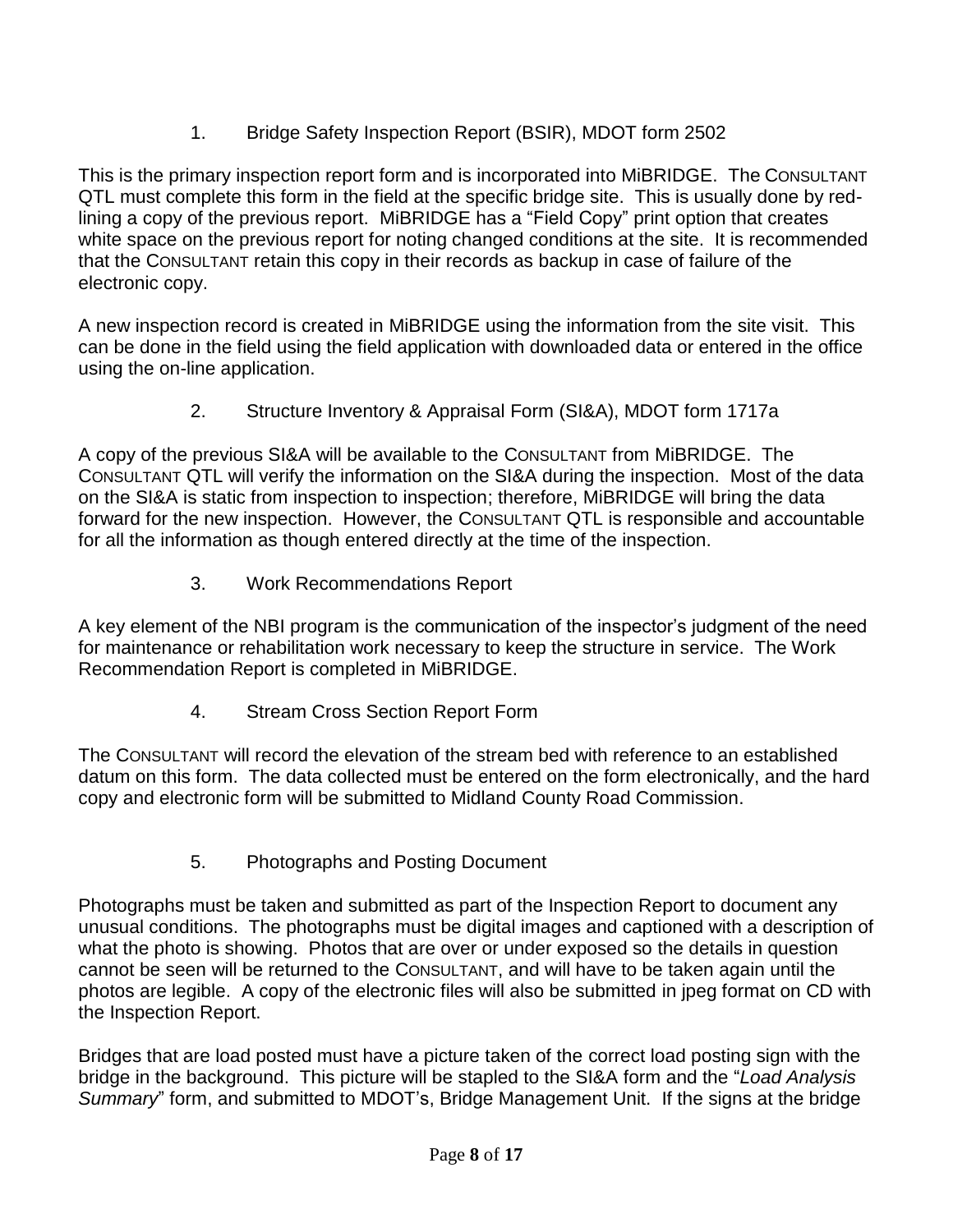### 1. Bridge Safety Inspection Report (BSIR), MDOT form 2502

This is the primary inspection report form and is incorporated into MiBRIDGE. The CONSULTANT QTL must complete this form in the field at the specific bridge site. This is usually done by red-lining a copy of the previous report. MiBRIDGE has a "Field Copy" print option that creates white space on the previous report for noting changed conditions at the site. It is recommended that the CONSULTANT retain this copy in their records as backup in case of failure of the electronic copy.

A new inspection record is created in MiBRIDGE using the information from the site visit. This can be done in the field using the field application with downloaded data or entered in the office using the on-line application.

### 2. Structure Inventory & Appraisal Form (SI&A), MDOT form 1717a

A copy of the previous SI&A will be available to the CONSULTANT from MiBRIDGE. The CONSULTANT QTL will verify the information on the SI&A during the inspection. Most of the data on the SI&A is static from inspection to inspection; therefore, MiBRIDGE will bring the data forward for the new inspection. However, the CONSULTANT QTL is responsible and accountable for all the information as though entered directly at the time of the inspection.

### 3. Work Recommendations Report

A key element of the NBI program is the communication of the inspector's judgment of the need for maintenance or rehabilitation work necessary to keep the structure in service. The Work Recommendation Report is completed in MiBRIDGE.

### 4. Stream Cross Section Report Form

The CONSULTANT will record the elevation of the stream bed with reference to an established datum on this form. The data collected must be entered on the form electronically, and the hard copy and electronic form will be submitted to Midland County Road Commission.

### 5. Photographs and Posting Document

Photographs must be taken and submitted as part of the Inspection Report to document any unusual conditions. The photographs must be digital images and captioned with a description of what the photo is showing. Photos that are over or under exposed so the details in question cannot be seen will be returned to the CONSULTANT, and will have to be taken again until the photos are legible. A copy of the electronic files will also be submitted in jpeg format on CD with the Inspection Report.

Bridges that are load posted must have a picture taken of the correct load posting sign with the bridge in the background. This picture will be stapled to the SI&A form and the "*Load Analysis Summary*" form, and submitted to MDOT's, Bridge Management Unit. If the signs at the bridge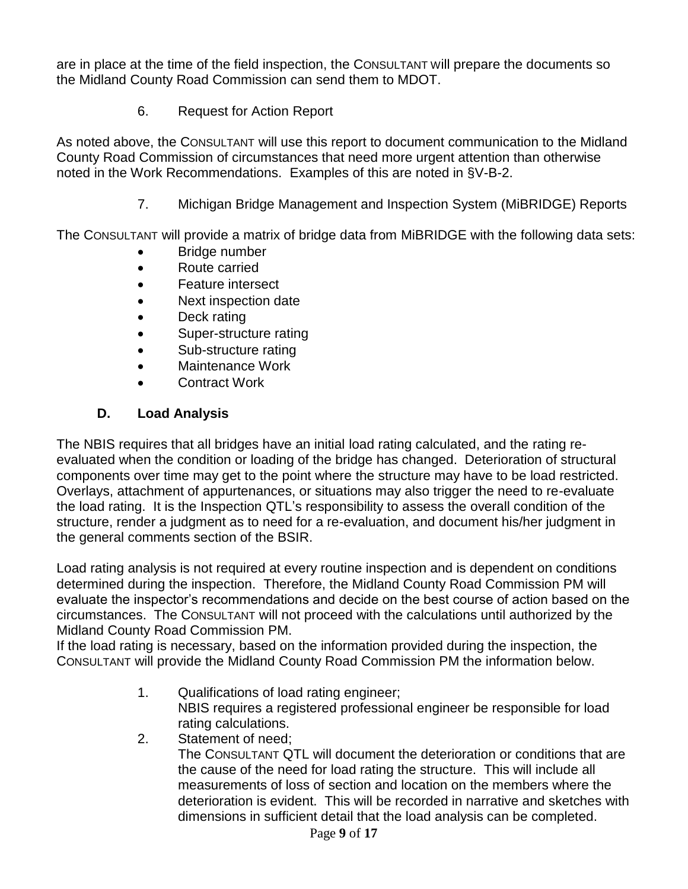are in place at the time of the field inspection, the CONSULTANT will prepare the documents so the Midland County Road Commission can send them to MDOT.

6. Request for Action Report

As noted above, the CONSULTANT will use this report to document communication to the Midland County Road Commission of circumstances that need more urgent attention than otherwise noted in the Work Recommendations. Examples of this are noted in §V-B-2.

7. Michigan Bridge Management and Inspection System (MiBRIDGE) Reports

The CONSULTANT will provide a matrix of bridge data from MiBRIDGE with the following data sets:

- Bridge number
- Route carried
- Feature intersect
- Next inspection date
- Deck rating
- Super-structure rating
- Sub-structure rating
- Maintenance Work
- Contract Work

### D. Load Analysis

The NBIS requires that all bridges have an initial load rating calculated, and the rating re-evaluated when the condition or loading of the bridge has changed. Deterioration of structural components over time may get to the point where the structure may have to be load restricted. Overlays, attachment of appurtenances, or situations may also trigger the need to re-evaluate the load rating. It is the Inspection QTL's responsibility to assess the overall condition of the structure, render a judgment as to need for a re-evaluation, and document his/her judgment in the general comments section of the BSIR.

Load rating analysis is not required at every routine inspection and is dependent on conditions determined during the inspection. Therefore, the Midland County Road Commission PM will evaluate the inspector's recommendations and decide on the best course of action based on the circumstances. The CONSULTANT will not proceed with the calculations until authorized by the Midland County Road Commission PM.

If the load rating is necessary, based on the information provided during the inspection, the CONSULTANT will provide the Midland County Road Commission PM the information below.

1. Qualifications of load rating engineer;
   NBIS requires a registered professional engineer be responsible for load rating calculations.
2. Statement of need;
   The CONSULTANT QTL will document the deterioration or conditions that are the cause of the need for load rating the structure. This will include all measurements of loss of section and location on the members where the deterioration is evident. This will be recorded in narrative and sketches with dimensions in sufficient detail that the load analysis can be completed.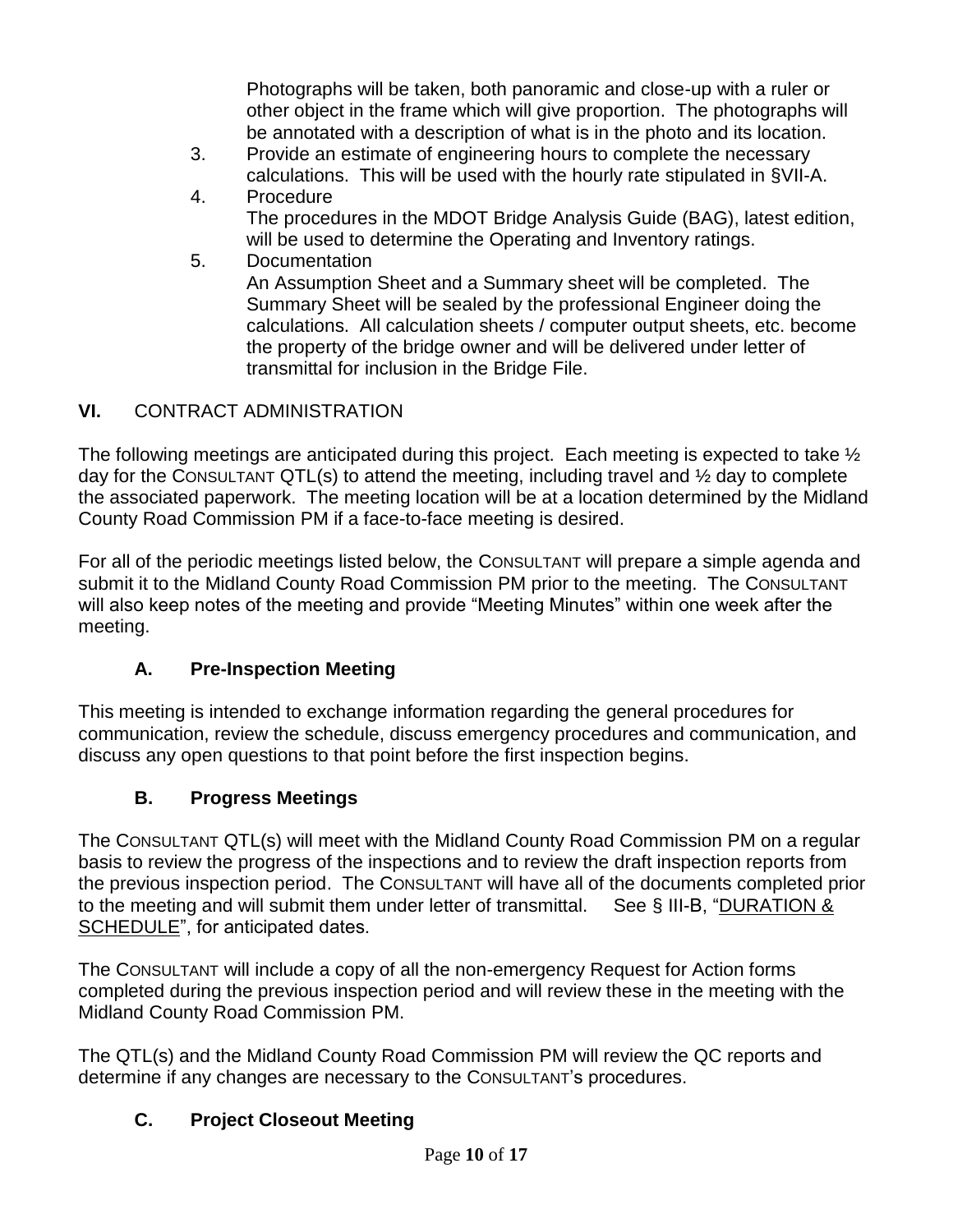Photographs will be taken, both panoramic and close-up with a ruler or other object in the frame which will give proportion. The photographs will be annotated with a description of what is in the photo and its location.

3. Provide an estimate of engineering hours to complete the necessary calculations. This will be used with the hourly rate stipulated in §VII-A.
4. Procedure
   The procedures in the MDOT Bridge Analysis Guide (BAG), latest edition, will be used to determine the Operating and Inventory ratings.
5. Documentation
   An Assumption Sheet and a Summary sheet will be completed. The Summary Sheet will be sealed by the professional Engineer doing the calculations. All calculation sheets / computer output sheets, etc. become the property of the bridge owner and will be delivered under letter of transmittal for inclusion in the Bridge File.

## **VI.** CONTRACT ADMINISTRATION

The following meetings are anticipated during this project. Each meeting is expected to take ½ day for the CONSULTANT QTL(s) to attend the meeting, including travel and ½ day to complete the associated paperwork. The meeting location will be at a location determined by the Midland County Road Commission PM if a face-to-face meeting is desired.

For all of the periodic meetings listed below, the CONSULTANT will prepare a simple agenda and submit it to the Midland County Road Commission PM prior to the meeting. The CONSULTANT will also keep notes of the meeting and provide "Meeting Minutes" within one week after the meeting.

### **A. Pre-Inspection Meeting**

This meeting is intended to exchange information regarding the general procedures for communication, review the schedule, discuss emergency procedures and communication, and discuss any open questions to that point before the first inspection begins.

### **B. Progress Meetings**

The CONSULTANT QTL(s) will meet with the Midland County Road Commission PM on a regular basis to review the progress of the inspections and to review the draft inspection reports from the previous inspection period. The CONSULTANT will have all of the documents completed prior to the meeting and will submit them under letter of transmittal. See § III-B, "DURATION & SCHEDULE", for anticipated dates.

The CONSULTANT will include a copy of all the non-emergency Request for Action forms completed during the previous inspection period and will review these in the meeting with the Midland County Road Commission PM.

The QTL(s) and the Midland County Road Commission PM will review the QC reports and determine if any changes are necessary to the CONSULTANT's procedures.

### **C. Project Closeout Meeting**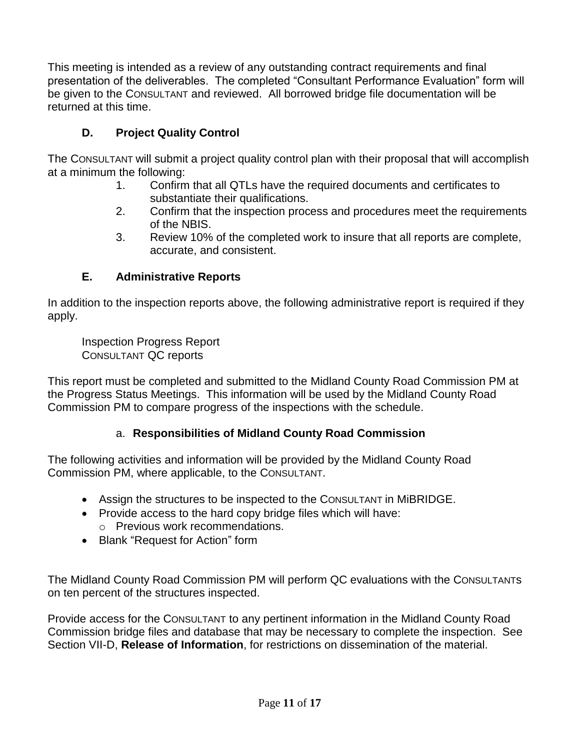This meeting is intended as a review of any outstanding contract requirements and final presentation of the deliverables. The completed "Consultant Performance Evaluation" form will be given to the CONSULTANT and reviewed. All borrowed bridge file documentation will be returned at this time.

### D. Project Quality Control

The CONSULTANT will submit a project quality control plan with their proposal that will accomplish at a minimum the following:

1. Confirm that all QTLs have the required documents and certificates to substantiate their qualifications.
2. Confirm that the inspection process and procedures meet the requirements of the NBIS.
3. Review 10% of the completed work to insure that all reports are complete, accurate, and consistent.

### E. Administrative Reports

In addition to the inspection reports above, the following administrative report is required if they apply.

Inspection Progress Report
CONSULTANT QC reports

This report must be completed and submitted to the Midland County Road Commission PM at the Progress Status Meetings. This information will be used by the Midland County Road Commission PM to compare progress of the inspections with the schedule.

#### a. Responsibilities of Midland County Road Commission

The following activities and information will be provided by the Midland County Road Commission PM, where applicable, to the CONSULTANT.

- Assign the structures to be inspected to the CONSULTANT in MiBRIDGE.
- Provide access to the hard copy bridge files which will have:
  - Previous work recommendations.
- Blank "Request for Action" form

The Midland County Road Commission PM will perform QC evaluations with the CONSULTANTs on ten percent of the structures inspected.

Provide access for the CONSULTANT to any pertinent information in the Midland County Road Commission bridge files and database that may be necessary to complete the inspection. See Section VII-D, **Release of Information**, for restrictions on dissemination of the material.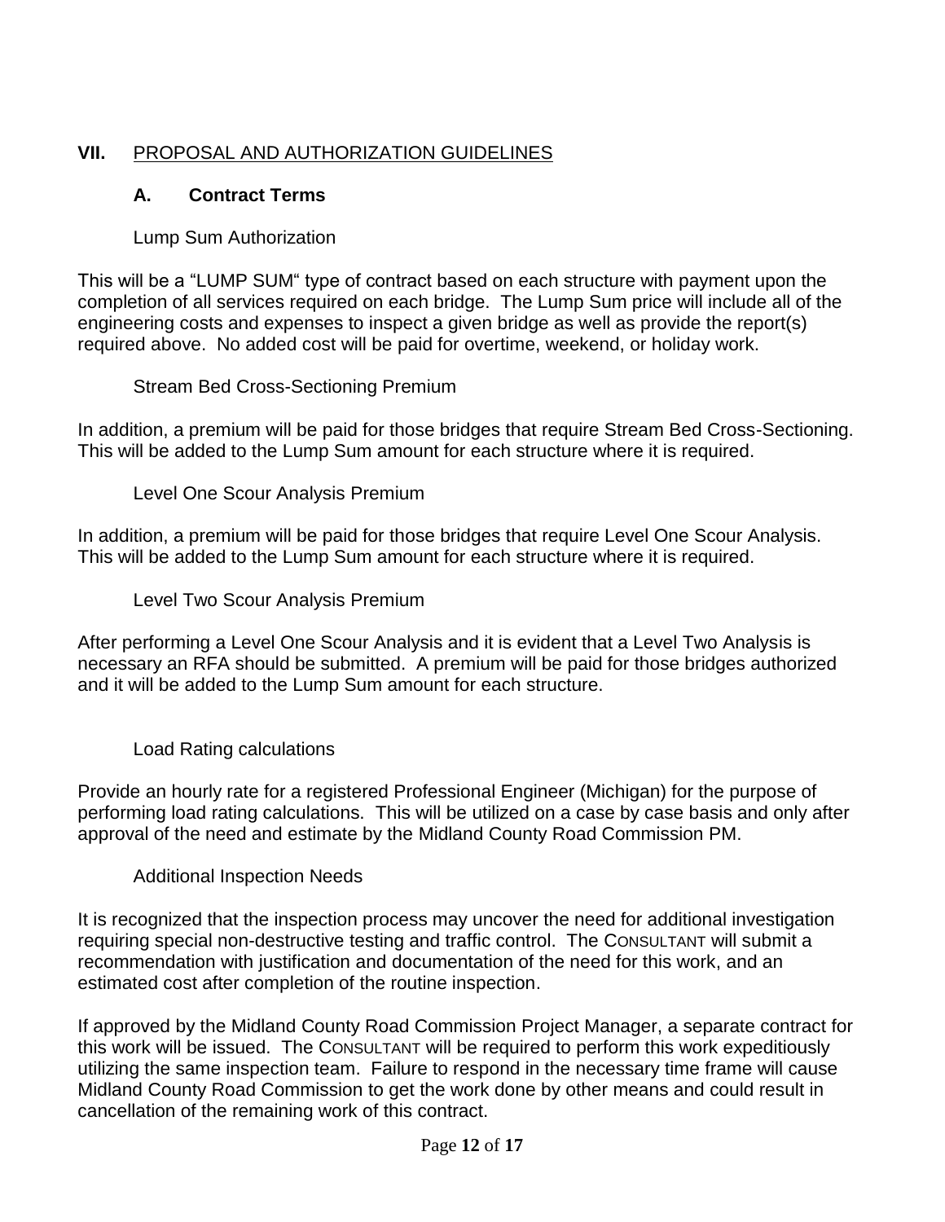## VII. PROPOSAL AND AUTHORIZATION GUIDELINES

### A. Contract Terms

Lump Sum Authorization

This will be a "LUMP SUM" type of contract based on each structure with payment upon the completion of all services required on each bridge. The Lump Sum price will include all of the engineering costs and expenses to inspect a given bridge as well as provide the report(s) required above. No added cost will be paid for overtime, weekend, or holiday work.

Stream Bed Cross-Sectioning Premium

In addition, a premium will be paid for those bridges that require Stream Bed Cross-Sectioning. This will be added to the Lump Sum amount for each structure where it is required.

Level One Scour Analysis Premium

In addition, a premium will be paid for those bridges that require Level One Scour Analysis. This will be added to the Lump Sum amount for each structure where it is required.

Level Two Scour Analysis Premium

After performing a Level One Scour Analysis and it is evident that a Level Two Analysis is necessary an RFA should be submitted. A premium will be paid for those bridges authorized and it will be added to the Lump Sum amount for each structure.

Load Rating calculations

Provide an hourly rate for a registered Professional Engineer (Michigan) for the purpose of performing load rating calculations. This will be utilized on a case by case basis and only after approval of the need and estimate by the Midland County Road Commission PM.

Additional Inspection Needs

It is recognized that the inspection process may uncover the need for additional investigation requiring special non-destructive testing and traffic control. The CONSULTANT will submit a recommendation with justification and documentation of the need for this work, and an estimated cost after completion of the routine inspection.

If approved by the Midland County Road Commission Project Manager, a separate contract for this work will be issued. The CONSULTANT will be required to perform this work expeditiously utilizing the same inspection team. Failure to respond in the necessary time frame will cause Midland County Road Commission to get the work done by other means and could result in cancellation of the remaining work of this contract.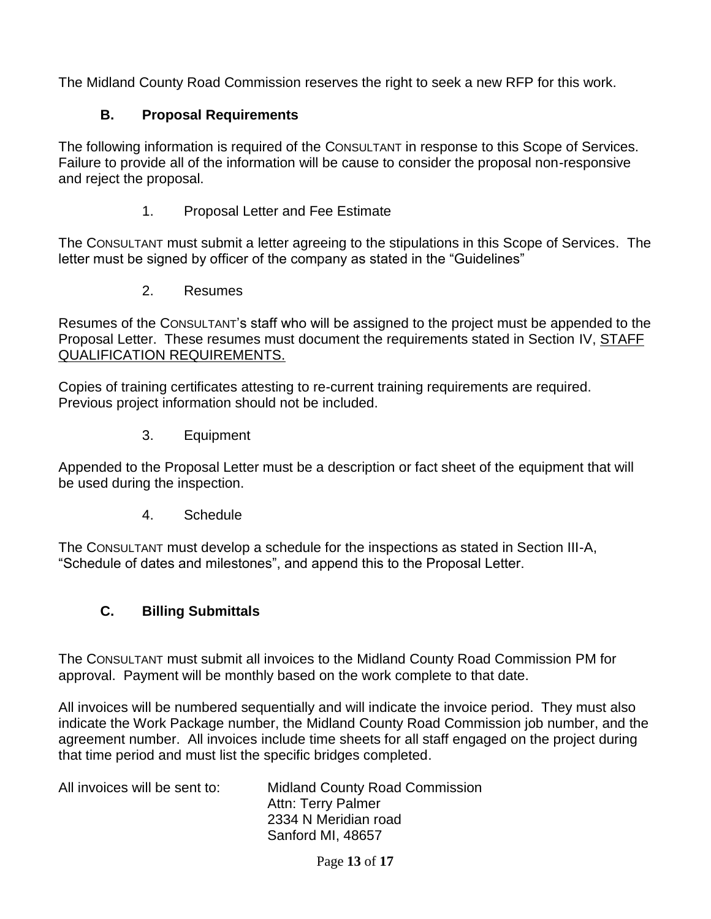The Midland County Road Commission reserves the right to seek a new RFP for this work.

### B. Proposal Requirements

The following information is required of the CONSULTANT in response to this Scope of Services. Failure to provide all of the information will be cause to consider the proposal non-responsive and reject the proposal.

1. Proposal Letter and Fee Estimate

The CONSULTANT must submit a letter agreeing to the stipulations in this Scope of Services. The letter must be signed by officer of the company as stated in the "Guidelines"

2. Resumes

Resumes of the CONSULTANT's staff who will be assigned to the project must be appended to the Proposal Letter. These resumes must document the requirements stated in Section IV, <u>STAFF QUALIFICATION REQUIREMENTS.</u>

Copies of training certificates attesting to re-current training requirements are required. Previous project information should not be included.

3. Equipment

Appended to the Proposal Letter must be a description or fact sheet of the equipment that will be used during the inspection.

4. Schedule

The CONSULTANT must develop a schedule for the inspections as stated in Section III-A, "Schedule of dates and milestones", and append this to the Proposal Letter.

### C. Billing Submittals

The CONSULTANT must submit all invoices to the Midland County Road Commission PM for approval. Payment will be monthly based on the work complete to that date.

All invoices will be numbered sequentially and will indicate the invoice period. They must also indicate the Work Package number, the Midland County Road Commission job number, and the agreement number. All invoices include time sheets for all staff engaged on the project during that time period and must list the specific bridges completed.

All invoices will be sent to:

Midland County Road Commission
Attn: Terry Palmer
2334 N Meridian road
Sanford MI, 48657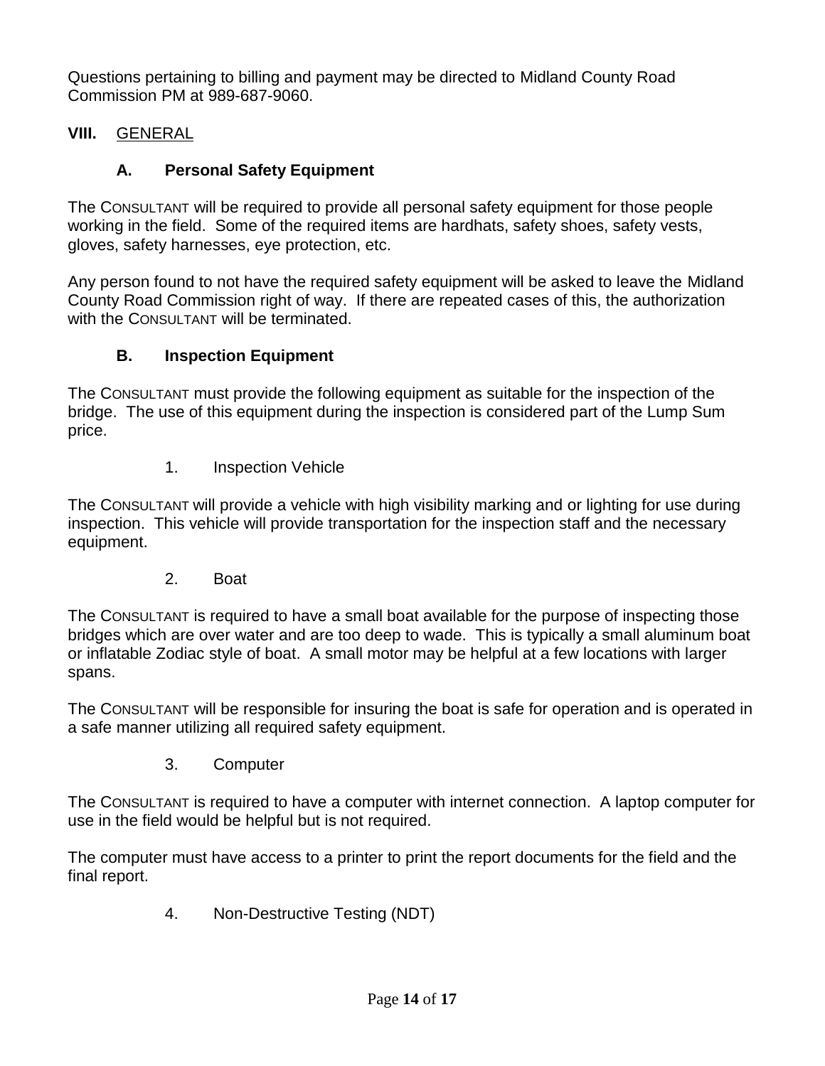Questions pertaining to billing and payment may be directed to Midland County Road Commission PM at 989-687-9060.

## VIII. GENERAL

### A. Personal Safety Equipment

The CONSULTANT will be required to provide all personal safety equipment for those people working in the field. Some of the required items are hardhats, safety shoes, safety vests, gloves, safety harnesses, eye protection, etc.

Any person found to not have the required safety equipment will be asked to leave the Midland County Road Commission right of way. If there are repeated cases of this, the authorization with the CONSULTANT will be terminated.

### B. Inspection Equipment

The CONSULTANT must provide the following equipment as suitable for the inspection of the bridge. The use of this equipment during the inspection is considered part of the Lump Sum price.

1. Inspection Vehicle

The CONSULTANT will provide a vehicle with high visibility marking and or lighting for use during inspection. This vehicle will provide transportation for the inspection staff and the necessary equipment.

2. Boat

The CONSULTANT is required to have a small boat available for the purpose of inspecting those bridges which are over water and are too deep to wade. This is typically a small aluminum boat or inflatable Zodiac style of boat. A small motor may be helpful at a few locations with larger spans.

The CONSULTANT will be responsible for insuring the boat is safe for operation and is operated in a safe manner utilizing all required safety equipment.

3. Computer

The CONSULTANT is required to have a computer with internet connection. A laptop computer for use in the field would be helpful but is not required.

The computer must have access to a printer to print the report documents for the field and the final report.

4. Non-Destructive Testing (NDT)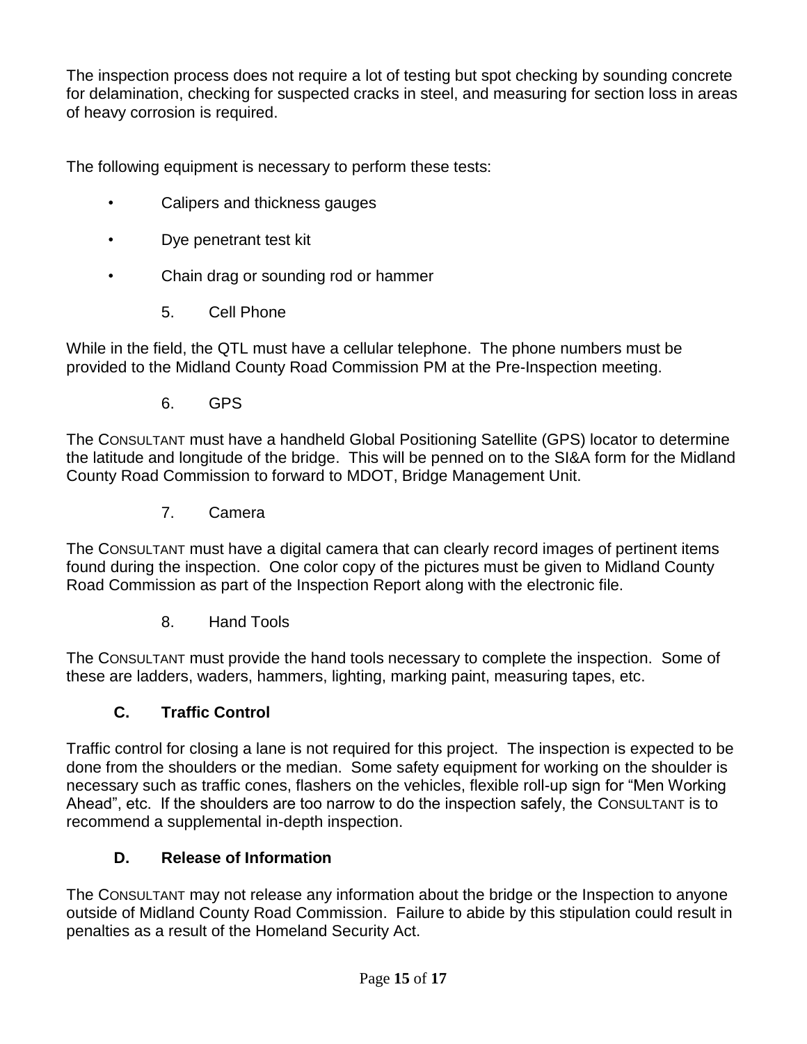The inspection process does not require a lot of testing but spot checking by sounding concrete for delamination, checking for suspected cracks in steel, and measuring for section loss in areas of heavy corrosion is required.

The following equipment is necessary to perform these tests:

- Calipers and thickness gauges
- Dye penetrant test kit
- Chain drag or sounding rod or hammer

5. Cell Phone

While in the field, the QTL must have a cellular telephone. The phone numbers must be provided to the Midland County Road Commission PM at the Pre-Inspection meeting.

6. GPS

The CONSULTANT must have a handheld Global Positioning Satellite (GPS) locator to determine the latitude and longitude of the bridge. This will be penned on to the SI&A form for the Midland County Road Commission to forward to MDOT, Bridge Management Unit.

7. Camera

The CONSULTANT must have a digital camera that can clearly record images of pertinent items found during the inspection. One color copy of the pictures must be given to Midland County Road Commission as part of the Inspection Report along with the electronic file.

8. Hand Tools

The CONSULTANT must provide the hand tools necessary to complete the inspection. Some of these are ladders, waders, hammers, lighting, marking paint, measuring tapes, etc.

### C. Traffic Control

Traffic control for closing a lane is not required for this project. The inspection is expected to be done from the shoulders or the median. Some safety equipment for working on the shoulder is necessary such as traffic cones, flashers on the vehicles, flexible roll-up sign for "Men Working Ahead", etc. If the shoulders are too narrow to do the inspection safely, the CONSULTANT is to recommend a supplemental in-depth inspection.

### D. Release of Information

The CONSULTANT may not release any information about the bridge or the Inspection to anyone outside of Midland County Road Commission. Failure to abide by this stipulation could result in penalties as a result of the Homeland Security Act.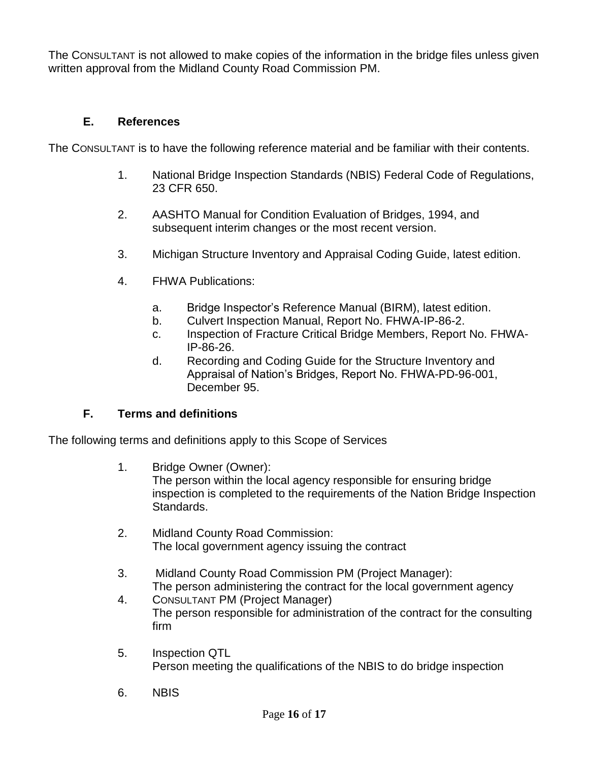The CONSULTANT is not allowed to make copies of the information in the bridge files unless given written approval from the Midland County Road Commission PM.

### E. References

The CONSULTANT is to have the following reference material and be familiar with their contents.

1. National Bridge Inspection Standards (NBIS) Federal Code of Regulations, 23 CFR 650.
2. AASHTO Manual for Condition Evaluation of Bridges, 1994, and subsequent interim changes or the most recent version.
3. Michigan Structure Inventory and Appraisal Coding Guide, latest edition.
4. FHWA Publications:
    a. Bridge Inspector's Reference Manual (BIRM), latest edition.
    b. Culvert Inspection Manual, Report No. FHWA-IP-86-2.
    c. Inspection of Fracture Critical Bridge Members, Report No. FHWA-IP-86-26.
    d. Recording and Coding Guide for the Structure Inventory and Appraisal of Nation's Bridges, Report No. FHWA-PD-96-001, December 95.

### F. Terms and definitions

The following terms and definitions apply to this Scope of Services

1. Bridge Owner (Owner):
   The person within the local agency responsible for ensuring bridge inspection is completed to the requirements of the Nation Bridge Inspection Standards.
2. Midland County Road Commission:
   The local government agency issuing the contract
3. Midland County Road Commission PM (Project Manager):
   The person administering the contract for the local government agency
4. CONSULTANT PM (Project Manager)
   The person responsible for administration of the contract for the consulting firm
5. Inspection QTL
   Person meeting the qualifications of the NBIS to do bridge inspection
6. NBIS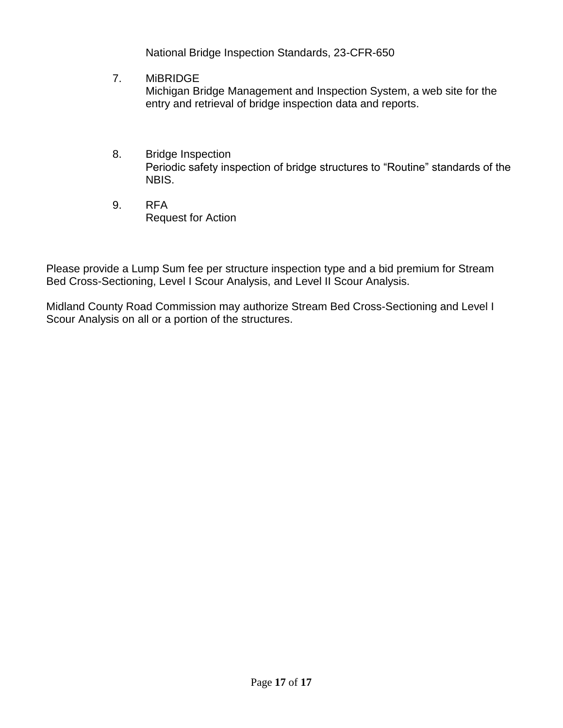National Bridge Inspection Standards, 23-CFR-650

7. MiBRIDGE
   Michigan Bridge Management and Inspection System, a web site for the entry and retrieval of bridge inspection data and reports.

8. Bridge Inspection
   Periodic safety inspection of bridge structures to "Routine" standards of the NBIS.

9. RFA
   Request for Action

Please provide a Lump Sum fee per structure inspection type and a bid premium for Stream Bed Cross-Sectioning, Level I Scour Analysis, and Level II Scour Analysis.

Midland County Road Commission may authorize Stream Bed Cross-Sectioning and Level I Scour Analysis on all or a portion of the structures.